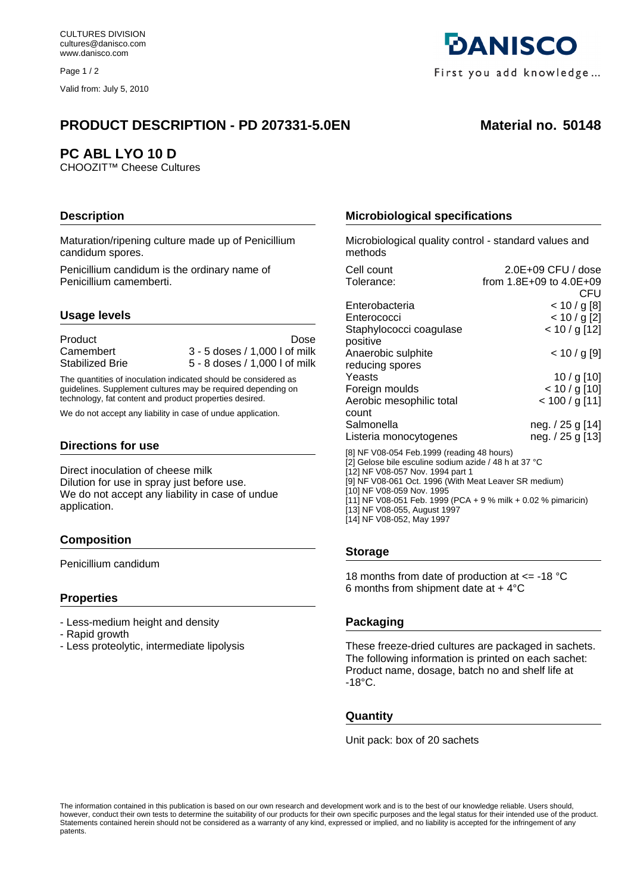CULTURES DIVISION
cultures@danisco.com
www.danisco.com

Valid from: July 5, 2010

DANISCO
First you add knowledge...

# PRODUCT DESCRIPTION - PD 207331-5.0EN

**Material no. 50148**

## PC ABL LYO 10 D

CHOOZIT™ Cheese Cultures

### Description

Maturation/ripening culture made up of Penicillium candidum spores.

Penicillium candidum is the ordinary name of Penicillium camemberti.

### Usage levels

| Product | Dose |
|---|---|
| Camembert | 3 - 5 doses / 1,000 l of milk |
| Stabilized Brie | 5 - 8 doses / 1,000 l of milk |

The quantities of inoculation indicated should be considered as guidelines. Supplement cultures may be required depending on technology, fat content and product properties desired.

We do not accept any liability in case of undue application.

### Directions for use

Direct inoculation of cheese milk
Dilution for use in spray just before use.
We do not accept any liability in case of undue application.

### Composition

Penicillium candidum

### Properties

- Less-medium height and density
- Rapid growth
- Less proteolytic, intermediate lipolysis

### Microbiological specifications

Microbiological quality control - standard values and methods

| | |
|---|---|
| Cell count | 2.0E+09 CFU / dose |
| Tolerance: | from 1.8E+09 to 4.0E+09 CFU |
| Enterobacteria | < 10 / g [8] |
| Enterococci | < 10 / g [2] |
| Staphylococci coagulase positive | < 10 / g [12] |
| Anaerobic sulphite reducing spores | < 10 / g [9] |
| Yeasts | 10 / g [10] |
| Foreign moulds | < 10 / g [10] |
| Aerobic mesophilic total count | < 100 / g [11] |
| Salmonella | neg. / 25 g [14] |
| Listeria monocytogenes | neg. / 25 g [13] |

[8] NF V08-054 Feb.1999 (reading 48 hours)
[2] Gelose bile esculine sodium azide / 48 h at 37 °C
[12] NF V08-057 Nov. 1994 part 1
[9] NF V08-061 Oct. 1996 (With Meat Leaver SR medium)
[10] NF V08-059 Nov. 1995
[11] NF V08-051 Feb. 1999 (PCA + 9 % milk + 0.02 % pimaricin)
[13] NF V08-055, August 1997
[14] NF V08-052, May 1997

### Storage

18 months from date of production at <= -18 °C
6 months from shipment date at + 4°C

### Packaging

These freeze-dried cultures are packaged in sachets. The following information is printed on each sachet: Product name, dosage, batch no and shelf life at -18°C.

### Quantity

Unit pack: box of 20 sachets

The information contained in this publication is based on our own research and development work and is to the best of our knowledge reliable. Users should, however, conduct their own tests to determine the suitability of our products for their own specific purposes and the legal status for their intended use of the product. Statements contained herein should not be considered as a warranty of any kind, expressed or implied, and no liability is accepted for the infringement of any patents.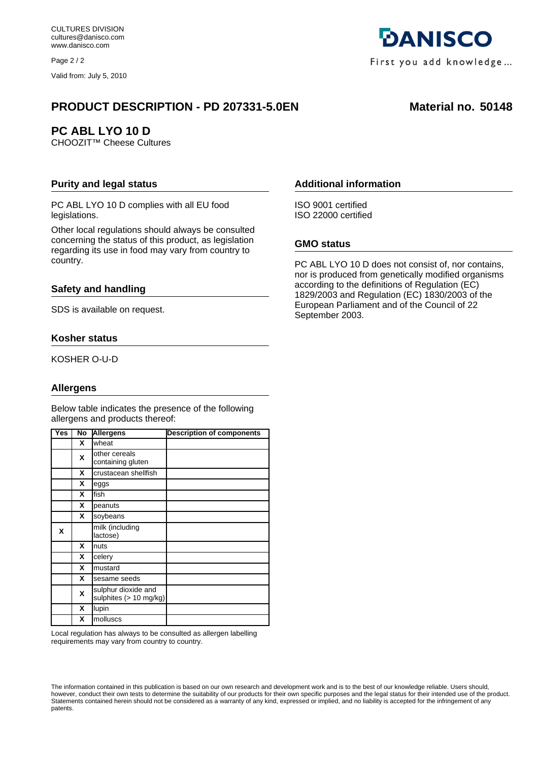CULTURES DIVISION
cultures@danisco.com
www.danisco.com

Valid from: July 5, 2010

DANISCO
First you add knowledge...

# PRODUCT DESCRIPTION - PD 207331-5.0EN

**Material no. 50148**

## PC ABL LYO 10 D

CHOOZIT™ Cheese Cultures

### Purity and legal status

PC ABL LYO 10 D complies with all EU food legislations.

Other local regulations should always be consulted concerning the status of this product, as legislation regarding its use in food may vary from country to country.

### Safety and handling

SDS is available on request.

### Kosher status

KOSHER O-U-D

### Allergens

Below table indicates the presence of the following allergens and products thereof:

| Yes | No | Allergens | Description of components |
|---|---|---|---|
| | X | wheat | |
| | X | other cereals containing gluten | |
| | X | crustacean shellfish | |
| | X | eggs | |
| | X | fish | |
| | X | peanuts | |
| | X | soybeans | |
| X | | milk (including lactose) | |
| | X | nuts | |
| | X | celery | |
| | X | mustard | |
| | X | sesame seeds | |
| | X | sulphur dioxide and sulphites (> 10 mg/kg) | |
| | X | lupin | |
| | X | molluscs | |

Local regulation has always to be consulted as allergen labelling requirements may vary from country to country.

### Additional information

ISO 9001 certified
ISO 22000 certified

### GMO status

PC ABL LYO 10 D does not consist of, nor contains, nor is produced from genetically modified organisms according to the definitions of Regulation (EC) 1829/2003 and Regulation (EC) 1830/2003 of the European Parliament and of the Council of 22 September 2003.

The information contained in this publication is based on our own research and development work and is to the best of our knowledge reliable. Users should, however, conduct their own tests to determine the suitability of our products for their own specific purposes and the legal status for their intended use of the product. Statements contained herein should not be considered as a warranty of any kind, expressed or implied, and no liability is accepted for the infringement of any patents.